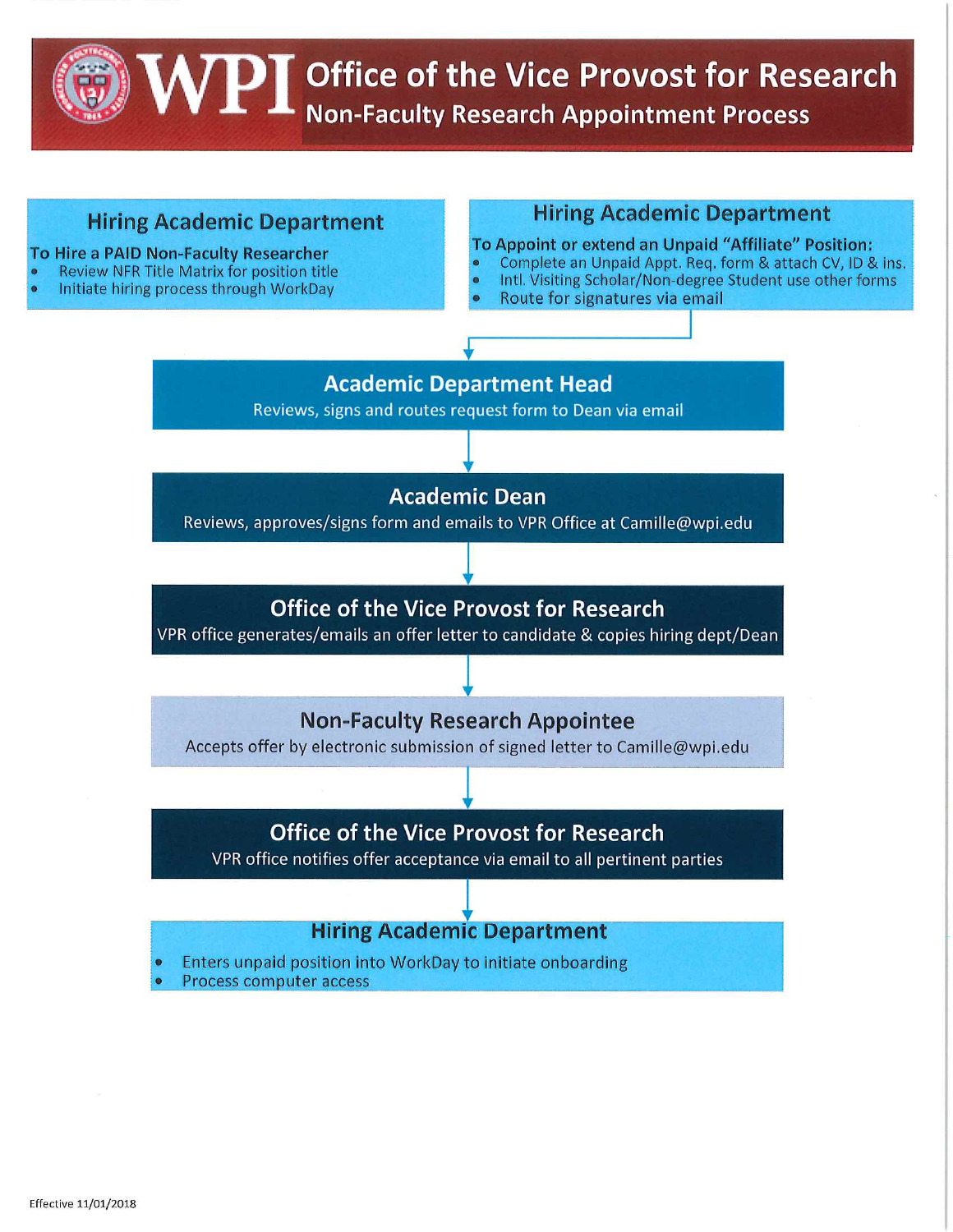# Office of the Vice Provost for Research

## Non-Faculty Research Appointment Process

### Hiring Academic Department

**To Hire a PAID Non-Faculty Researcher**

- Review NFR Title Matrix for position title
- Initiate hiring process through WorkDay

### Hiring Academic Department

**To Appoint or extend an Unpaid "Affiliate" Position:**

- Complete an Unpaid Appt. Req. form & attach CV, ID & ins.
- Intl. Visiting Scholar/Non-degree Student use other forms
- Route for signatures via email

### Academic Department Head

Reviews, signs and routes request form to Dean via email

### Academic Dean

Reviews, approves/signs form and emails to VPR Office at Camille@wpi.edu

### Office of the Vice Provost for Research

VPR office generates/emails an offer letter to candidate & copies hiring dept/Dean

### Non-Faculty Research Appointee

Accepts offer by electronic submission of signed letter to Camille@wpi.edu

### Office of the Vice Provost for Research

VPR office notifies offer acceptance via email to all pertinent parties

### Hiring Academic Department

- Enters unpaid position into WorkDay to initiate onboarding
- Process computer access

Effective 11/01/2018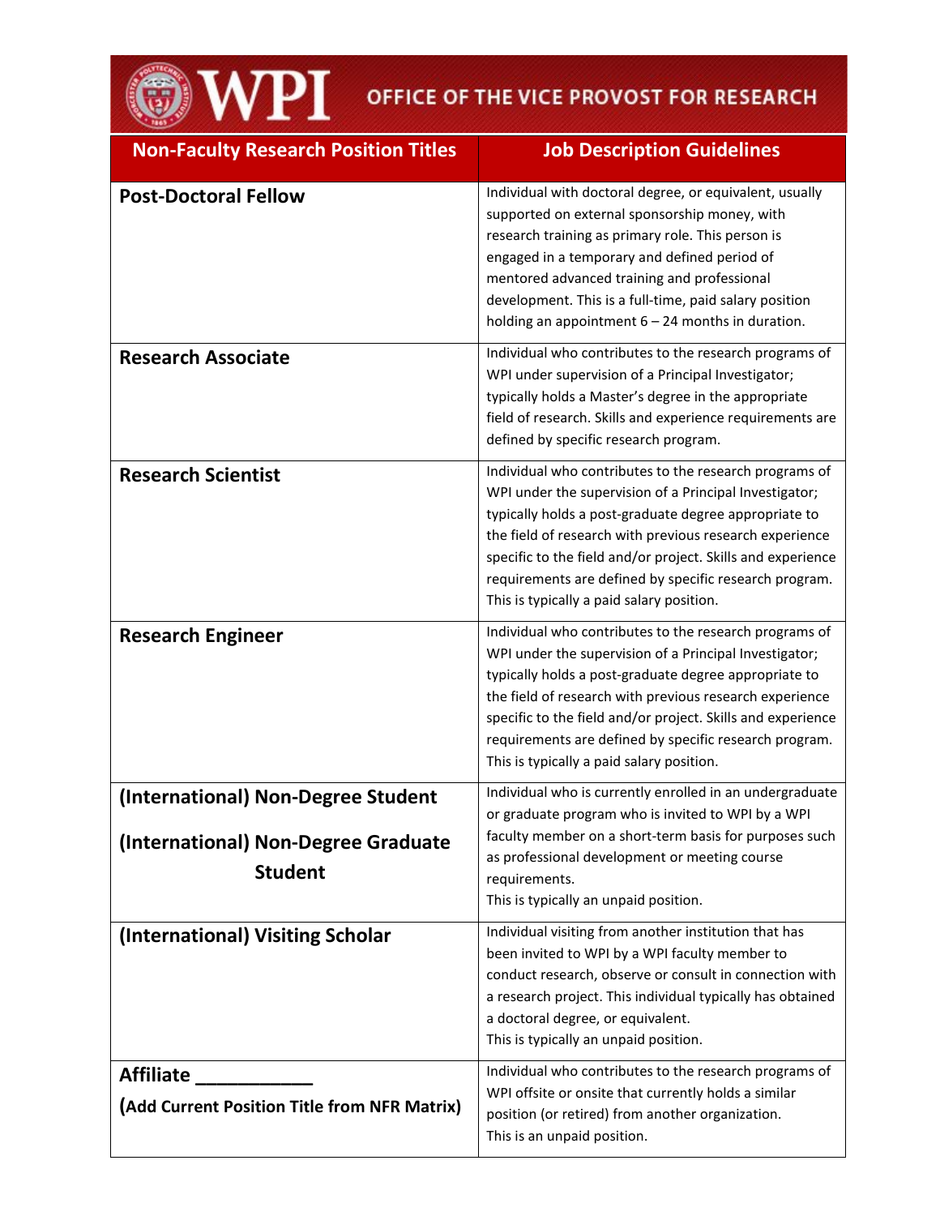# WPI OFFICE OF THE VICE PROVOST FOR RESEARCH

| Non-Faculty Research Position Titles | Job Description Guidelines |
|---|---|
| **Post-Doctoral Fellow** | Individual with doctoral degree, or equivalent, usually supported on external sponsorship money, with research training as primary role. This person is engaged in a temporary and defined period of mentored advanced training and professional development. This is a full-time, paid salary position holding an appointment 6 – 24 months in duration. |
| **Research Associate** | Individual who contributes to the research programs of WPI under supervision of a Principal Investigator; typically holds a Master's degree in the appropriate field of research. Skills and experience requirements are defined by specific research program. |
| **Research Scientist** | Individual who contributes to the research programs of WPI under the supervision of a Principal Investigator; typically holds a post-graduate degree appropriate to the field of research with previous research experience specific to the field and/or project. Skills and experience requirements are defined by specific research program. This is typically a paid salary position. |
| **Research Engineer** | Individual who contributes to the research programs of WPI under the supervision of a Principal Investigator; typically holds a post-graduate degree appropriate to the field of research with previous research experience specific to the field and/or project. Skills and experience requirements are defined by specific research program. This is typically a paid salary position. |
| **(International) Non-Degree Student**<br><br>**(International) Non-Degree Graduate Student** | Individual who is currently enrolled in an undergraduate or graduate program who is invited to WPI by a WPI faculty member on a short-term basis for purposes such as professional development or meeting course requirements.<br>This is typically an unpaid position. |
| **(International) Visiting Scholar** | Individual visiting from another institution that has been invited to WPI by a WPI faculty member to conduct research, observe or consult in connection with a research project. This individual typically has obtained a doctoral degree, or equivalent.<br>This is typically an unpaid position. |
| **Affiliate ___________**<br>**(Add Current Position Title from NFR Matrix)** | Individual who contributes to the research programs of WPI offsite or onsite that currently holds a similar position (or retired) from another organization.<br>This is an unpaid position. |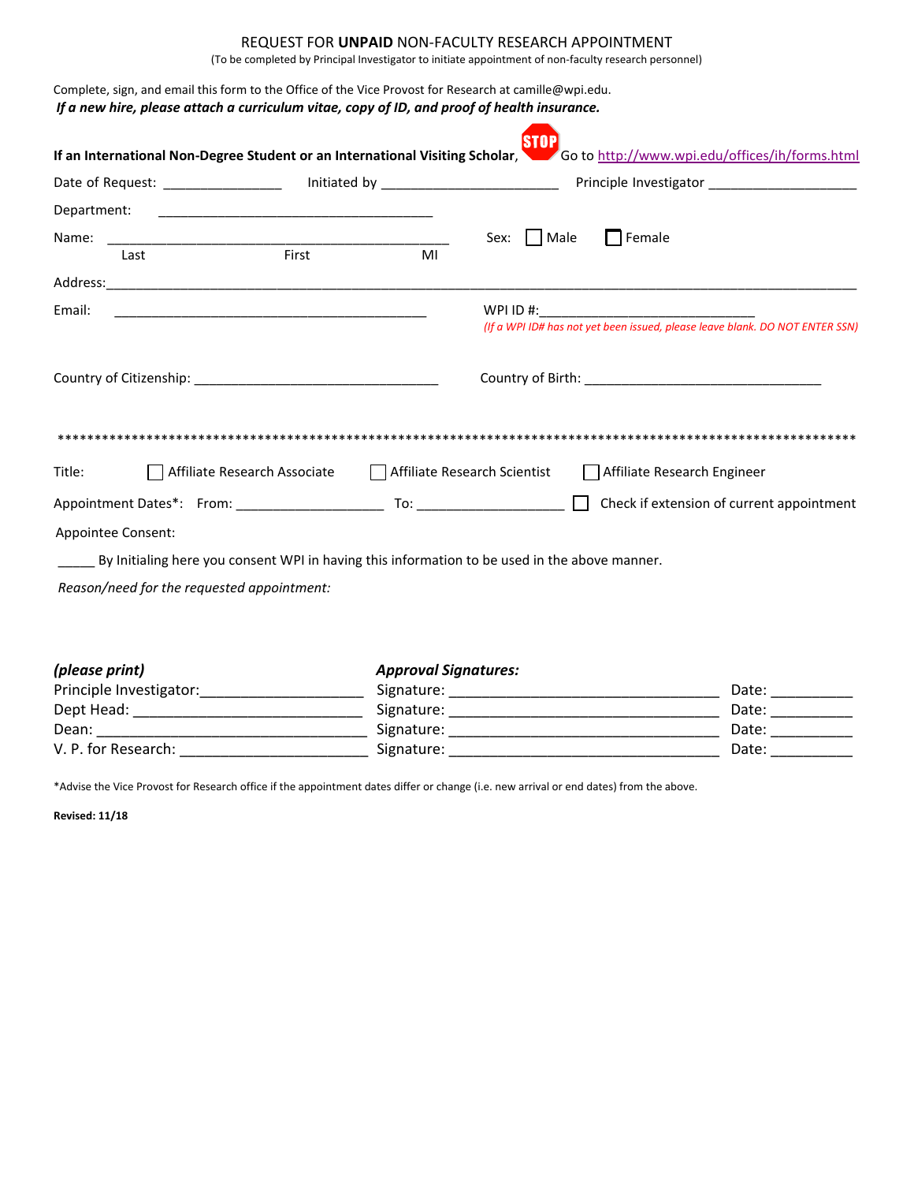# REQUEST FOR **UNPAID** NON-FACULTY RESEARCH APPOINTMENT

(To be completed by Principal Investigator to initiate appointment of non-faculty research personnel)

Complete, sign, and email this form to the Office of the Vice Provost for Research at camille@wpi.edu.

***If a new hire, please attach a curriculum vitae, copy of ID, and proof of health insurance.***

**If an International Non-Degree Student or an International Visiting Scholar**, STOP Go to http://www.wpi.edu/offices/ih/forms.html

Date of Request: ________________ Initiated by ________________________ Principle Investigator ____________________

Department: ______________________________________

Name: ________________________________________________ Sex: ☐ Male ☐ Female

Last First MI

Address:________________________________________________________________________________________

Email: ___________________________________________ WPI ID #:_____________________________

*(If a WPI ID# has not yet been issued, please leave blank. DO NOT ENTER SSN)*

Country of Citizenship: _________________________________ Country of Birth: ________________________________

*****************************************************************************************************

Title: ☐ Affiliate Research Associate ☐ Affiliate Research Scientist ☐ Affiliate Research Engineer

Appointment Dates*: From: ____________________ To: ____________________ ☐ Check if extension of current appointment

Appointee Consent:

_____ By Initialing here you consent WPI in having this information to be used in the above manner.

*Reason/need for the requested appointment:*

| ***(please print)*** | ***Approval Signatures:*** | |
|---|---|---|
| Principle Investigator:____________________ | Signature: ___________________________________ | Date: __________ |
| Dept Head: ______________________________ | Signature: ___________________________________ | Date: __________ |
| Dean: __________________________________ | Signature: ___________________________________ | Date: __________ |
| V. P. for Research: _______________________ | Signature: ___________________________________ | Date: __________ |

*Advise the Vice Provost for Research office if the appointment dates differ or change (i.e. new arrival or end dates) from the above.

**Revised: 11/18**